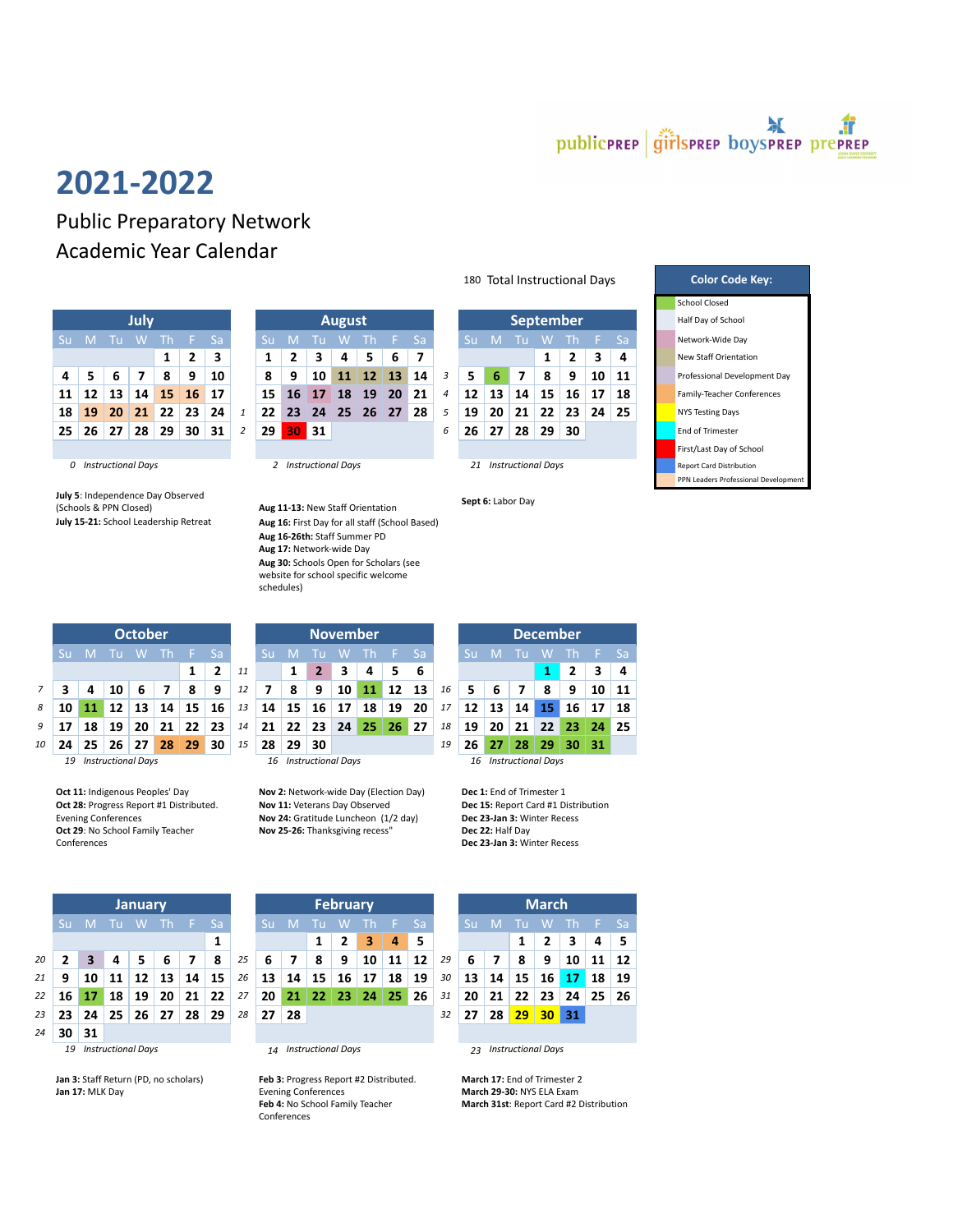publicPREP | girlsPREP | boysPREP | prePREP

# 2021-2022

## Public Preparatory Network
## Academic Year Calendar

180 Total Instructional Days

**Color Code Key:**

- School Closed
- Half Day of School
- Network-Wide Day
- New Staff Orientation
- Professional Development Day
- Family-Teacher Conferences
- NYS Testing Days
- End of Trimester
- First/Last Day of School
- Report Card Distribution
- PPN Leaders Professional Development

### July

| Su | M | Tu | W | Th | F | Sa |
|---|---|---|---|---|---|---|
| | | | | 1 | 2 | 3 |
| 4 | 5 | 6 | 7 | 8 | 9 | 10 |
| 11 | 12 | 13 | 14 | 15 | 16 | 17 |
| 18 | 19 | 20 | 21 | 22 | 23 | 24 |
| 25 | 26 | 27 | 28 | 29 | 30 | 31 |

*0 Instructional Days*

**July 5**: Independence Day Observed (Schools & PPN Closed)
**July 15-21:** School Leadership Retreat

### August

| Week | Su | M | Tu | W | Th | F | Sa |
|---|---|---|---|---|---|---|---|
| | 1 | 2 | 3 | 4 | 5 | 6 | 7 |
| | 8 | 9 | 10 | 11 | 12 | 13 | 14 |
| | 15 | 16 | 17 | 18 | 19 | 20 | 21 |
| 1 | 22 | 23 | 24 | 25 | 26 | 27 | 28 |
| 2 | 29 | 30 | 31 | | | | |

*2 Instructional Days*

**Aug 11-13:** New Staff Orientation
**Aug 16:** First Day for all staff (School Based)
**Aug 16-26th:** Staff Summer PD
**Aug 17:** Network-wide Day
**Aug 30:** Schools Open for Scholars (see website for school specific welcome schedules)

### September

| Week | Su | M | Tu | W | Th | F | Sa |
|---|---|---|---|---|---|---|---|
| | | | | 1 | 2 | 3 | 4 |
| 3 | 5 | 6 | 7 | 8 | 9 | 10 | 11 |
| 4 | 12 | 13 | 14 | 15 | 16 | 17 | 18 |
| 5 | 19 | 20 | 21 | 22 | 23 | 24 | 25 |
| 6 | 26 | 27 | 28 | 29 | 30 | | |

*21 Instructional Days*

**Sept 6:** Labor Day

### October

| Week | Su | M | Tu | W | Th | F | Sa |
|---|---|---|---|---|---|---|---|
| | | | | | | 1 | 2 |
| 7 | 3 | 4 | 10 | 6 | 7 | 8 | 9 |
| 8 | 10 | 11 | 12 | 13 | 14 | 15 | 16 |
| 9 | 17 | 18 | 19 | 20 | 21 | 22 | 23 |
| 10 | 24 | 25 | 26 | 27 | 28 | 29 | 30 |

*19 Instructional Days*

**Oct 11:** Indigenous Peoples' Day
**Oct 28:** Progress Report #1 Distributed. Evening Conferences
**Oct 29**: No School Family Teacher Conferences

### November

| Week | Su | M | Tu | W | Th | F | Sa |
|---|---|---|---|---|---|---|---|
| 11 | | 1 | 2 | 3 | 4 | 5 | 6 |
| 12 | 7 | 8 | 9 | 10 | 11 | 12 | 13 |
| 13 | 14 | 15 | 16 | 17 | 18 | 19 | 20 |
| 14 | 21 | 22 | 23 | 24 | 25 | 26 | 27 |
| 15 | 28 | 29 | 30 | | | | |

*16 Instructional Days*

**Nov 2:** Network-wide Day (Election Day)
**Nov 11:** Veterans Day Observed
**Nov 24:** Gratitude Luncheon (1/2 day)
**Nov 25-26:** Thanksgiving recess"

### December

| Week | Su | M | Tu | W | Th | F | Sa |
|---|---|---|---|---|---|---|---|
| | | | | 1 | 2 | 3 | 4 |
| 16 | 5 | 6 | 7 | 8 | 9 | 10 | 11 |
| 17 | 12 | 13 | 14 | 15 | 16 | 17 | 18 |
| 18 | 19 | 20 | 21 | 22 | 23 | 24 | 25 |
| 19 | 26 | 27 | 28 | 29 | 30 | 31 | |

*16 Instructional Days*

**Dec 1:** End of Trimester 1
**Dec 15:** Report Card #1 Distribution
**Dec 23-Jan 3:** Winter Recess
**Dec 22:** Half Day
**Dec 23-Jan 3:** Winter Recess

### January

| Week | Su | M | Tu | W | Th | F | Sa |
|---|---|---|---|---|---|---|---|
| | | | | | | | 1 |
| 20 | 2 | 3 | 4 | 5 | 6 | 7 | 8 |
| 21 | 9 | 10 | 11 | 12 | 13 | 14 | 15 |
| 22 | 16 | 17 | 18 | 19 | 20 | 21 | 22 |
| 23 | 23 | 24 | 25 | 26 | 27 | 28 | 29 |
| 24 | 30 | 31 | | | | | |

*19 Instructional Days*

**Jan 3:** Staff Return (PD, no scholars)
**Jan 17:** MLK Day

### February

| Week | Su | M | Tu | W | Th | F | Sa |
|---|---|---|---|---|---|---|---|
| | | | 1 | 2 | 3 | 4 | 5 |
| 25 | 6 | 7 | 8 | 9 | 10 | 11 | 12 |
| 26 | 13 | 14 | 15 | 16 | 17 | 18 | 19 |
| 27 | 20 | 21 | 22 | 23 | 24 | 25 | 26 |
| 28 | 27 | 28 | | | | | |

*14 Instructional Days*

**Feb 3:** Progress Report #2 Distributed. Evening Conferences
**Feb 4:** No School Family Teacher Conferences

### March

| Week | Su | M | Tu | W | Th | F | Sa |
|---|---|---|---|---|---|---|---|
| | | | 1 | 2 | 3 | 4 | 5 |
| 29 | 6 | 7 | 8 | 9 | 10 | 11 | 12 |
| 30 | 13 | 14 | 15 | 16 | 17 | 18 | 19 |
| 31 | 20 | 21 | 22 | 23 | 24 | 25 | 26 |
| 32 | 27 | 28 | 29 | 30 | 31 | | |

*23 Instructional Days*

**March 17:** End of Trimester 2
**March 29-30:** NYS ELA Exam
**March 31st**: Report Card #2 Distribution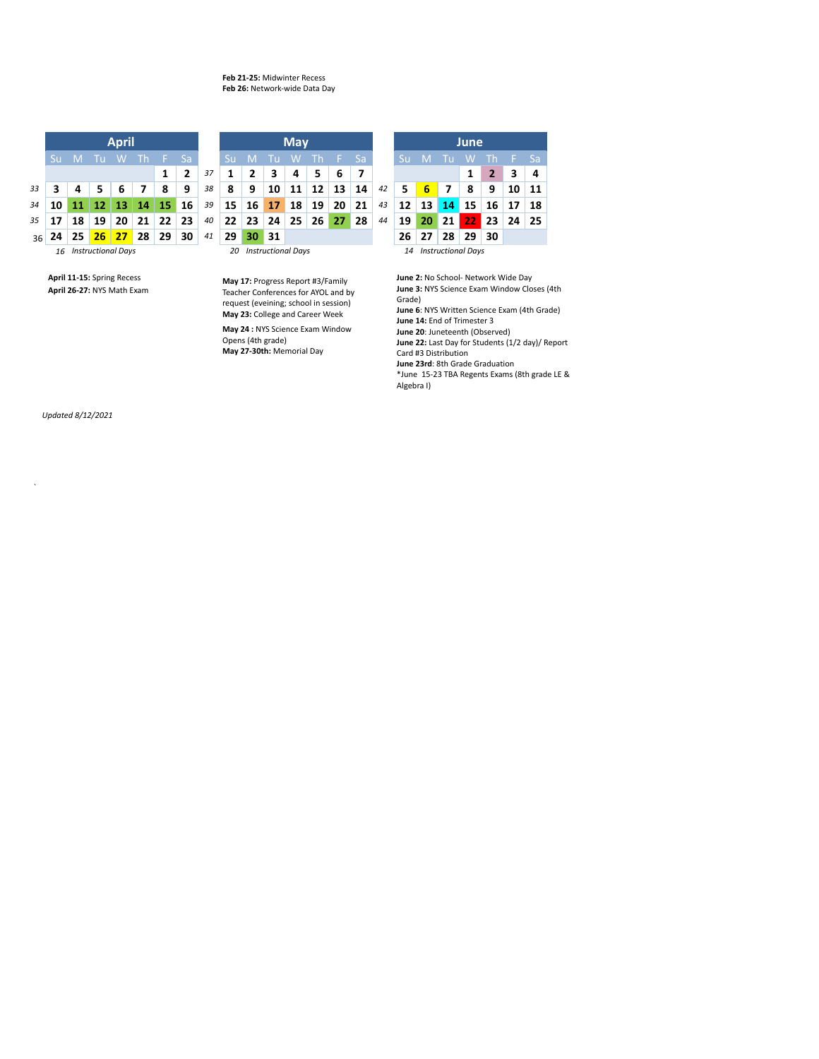**Feb 21-25:** Midwinter Recess
**Feb 26:** Network-wide Data Day

## April

| | Su | M | Tu | W | Th | F | Sa |
|---|---|---|---|---|---|---|---|
| | | | | | | 1 | 2 |
| 33 | 3 | 4 | 5 | 6 | 7 | 8 | 9 |
| 34 | 10 | 11 | 12 | 13 | 14 | 15 | 16 |
| 35 | 17 | 18 | 19 | 20 | 21 | 22 | 23 |
| 36 | 24 | 25 | 26 | 27 | 28 | 29 | 30 |

*16 Instructional Days*

**April 11-15:** Spring Recess
**April 26-27:** NYS Math Exam

## May

| | Su | M | Tu | W | Th | F | Sa |
|---|---|---|---|---|---|---|---|
| 37 | 1 | 2 | 3 | 4 | 5 | 6 | 7 |
| 38 | 8 | 9 | 10 | 11 | 12 | 13 | 14 |
| 39 | 15 | 16 | 17 | 18 | 19 | 20 | 21 |
| 40 | 22 | 23 | 24 | 25 | 26 | 27 | 28 |
| 41 | 29 | 30 | 31 | | | | |

*20 Instructional Days*

**May 17:** Progress Report #3/Family Teacher Conferences for AYOL and by request (eveining; school in session)
**May 23:** College and Career Week

**May 24 :** NYS Science Exam Window Opens (4th grade)
**May 27-30th:** Memorial Day

## June

| | Su | M | Tu | W | Th | F | Sa |
|---|---|---|---|---|---|---|---|
| | | | | 1 | 2 | 3 | 4 |
| 42 | 5 | 6 | 7 | 8 | 9 | 10 | 11 |
| 43 | 12 | 13 | 14 | 15 | 16 | 17 | 18 |
| 44 | 19 | 20 | 21 | 22 | 23 | 24 | 25 |
| | 26 | 27 | 28 | 29 | 30 | | |

*14 Instructional Days*

**June 2:** No School- Network Wide Day
**June 3:** NYS Science Exam Window Closes (4th Grade)
**June 6**: NYS Written Science Exam (4th Grade)
**June 14:** End of Trimester 3
**June 20**: Juneteenth (Observed)
**June 22:** Last Day for Students (1/2 day)/ Report Card #3 Distribution
**June 23rd**: 8th Grade Graduation
*June 15-23 TBA Regents Exams (8th grade LE & Algebra I)

*Updated 8/12/2021*